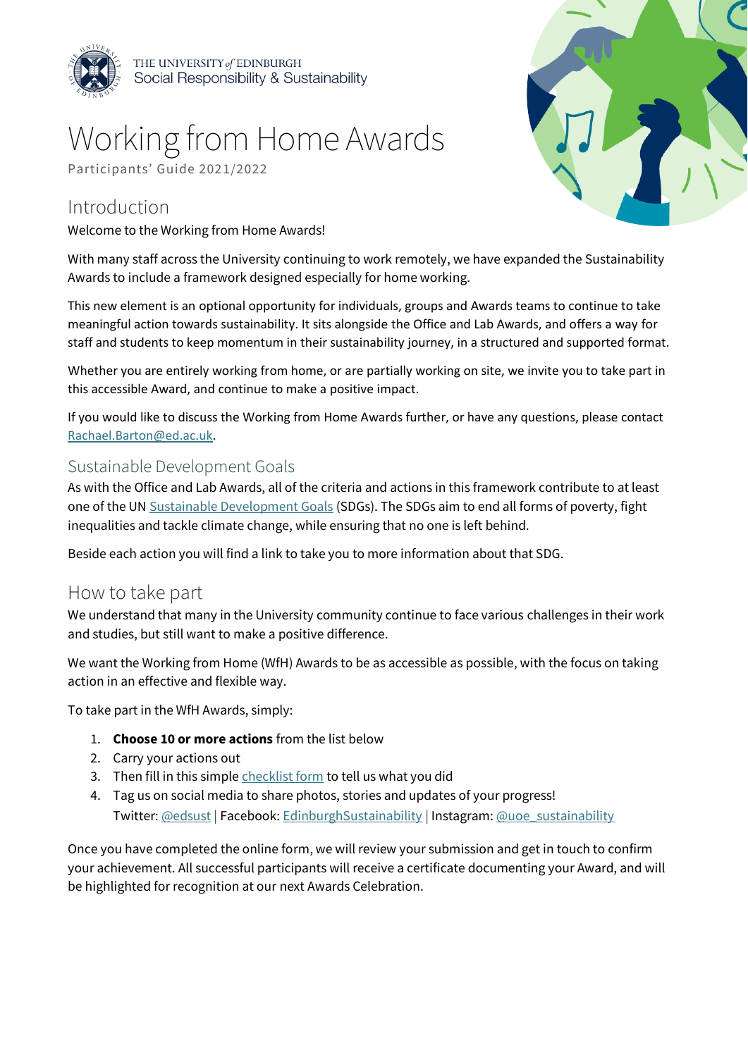THE UNIVERSITY *of* EDINBURGH
Social Responsibility & Sustainability

# Working from Home Awards

Participants' Guide 2021/2022

## Introduction

Welcome to the Working from Home Awards!

With many staff across the University continuing to work remotely, we have expanded the Sustainability Awards to include a framework designed especially for home working.

This new element is an optional opportunity for individuals, groups and Awards teams to continue to take meaningful action towards sustainability. It sits alongside the Office and Lab Awards, and offers a way for staff and students to keep momentum in their sustainability journey, in a structured and supported format.

Whether you are entirely working from home, or are partially working on site, we invite you to take part in this accessible Award, and continue to make a positive impact.

If you would like to discuss the Working from Home Awards further, or have any questions, please contact Rachael.Barton@ed.ac.uk.

### Sustainable Development Goals

As with the Office and Lab Awards, all of the criteria and actions in this framework contribute to at least one of the UN Sustainable Development Goals (SDGs). The SDGs aim to end all forms of poverty, fight inequalities and tackle climate change, while ensuring that no one is left behind.

Beside each action you will find a link to take you to more information about that SDG.

## How to take part

We understand that many in the University community continue to face various challenges in their work and studies, but still want to make a positive difference.

We want the Working from Home (WfH) Awards to be as accessible as possible, with the focus on taking action in an effective and flexible way.

To take part in the WfH Awards, simply:

1. **Choose 10 or more actions** from the list below
2. Carry your actions out
3. Then fill in this simple checklist form to tell us what you did
4. Tag us on social media to share photos, stories and updates of your progress!
   Twitter: @edsust | Facebook: EdinburghSustainability | Instagram: @uoe_sustainability

Once you have completed the online form, we will review your submission and get in touch to confirm your achievement. All successful participants will receive a certificate documenting your Award, and will be highlighted for recognition at our next Awards Celebration.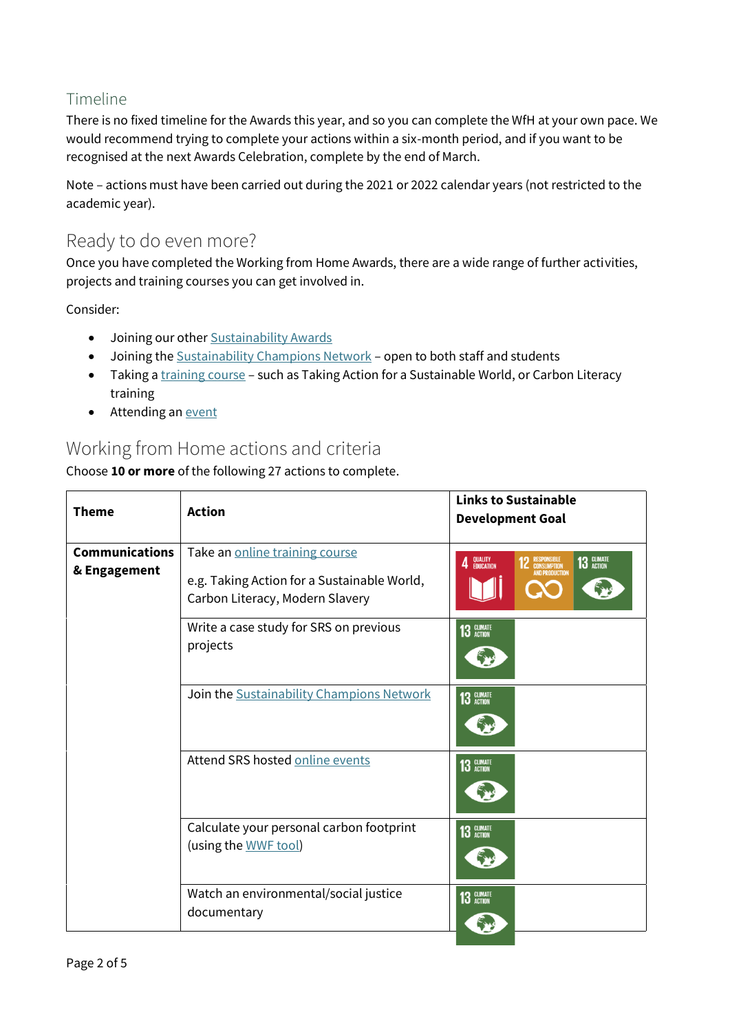## Timeline

There is no fixed timeline for the Awards this year, and so you can complete the WfH at your own pace. We would recommend trying to complete your actions within a six-month period, and if you want to be recognised at the next Awards Celebration, complete by the end of March.

Note – actions must have been carried out during the 2021 or 2022 calendar years (not restricted to the academic year).

## Ready to do even more?

Once you have completed the Working from Home Awards, there are a wide range of further activities, projects and training courses you can get involved in.

Consider:

- Joining our other Sustainability Awards
- Joining the Sustainability Champions Network – open to both staff and students
- Taking a training course – such as Taking Action for a Sustainable World, or Carbon Literacy training
- Attending an event

## Working from Home actions and criteria

Choose **10 or more** of the following 27 actions to complete.

| Theme | Action | Links to Sustainable Development Goal |
|---|---|---|
| **Communications & Engagement** | Take an online training course<br><br>e.g. Taking Action for a Sustainable World, Carbon Literacy, Modern Slavery | 4 Quality Education, 12 Responsible Consumption and Production, 13 Climate Action |
| | Write a case study for SRS on previous projects | 13 Climate Action |
| | Join the Sustainability Champions Network | 13 Climate Action |
| | Attend SRS hosted online events | 13 Climate Action |
| | Calculate your personal carbon footprint (using the WWF tool) | 13 Climate Action |
| | Watch an environmental/social justice documentary | 13 Climate Action |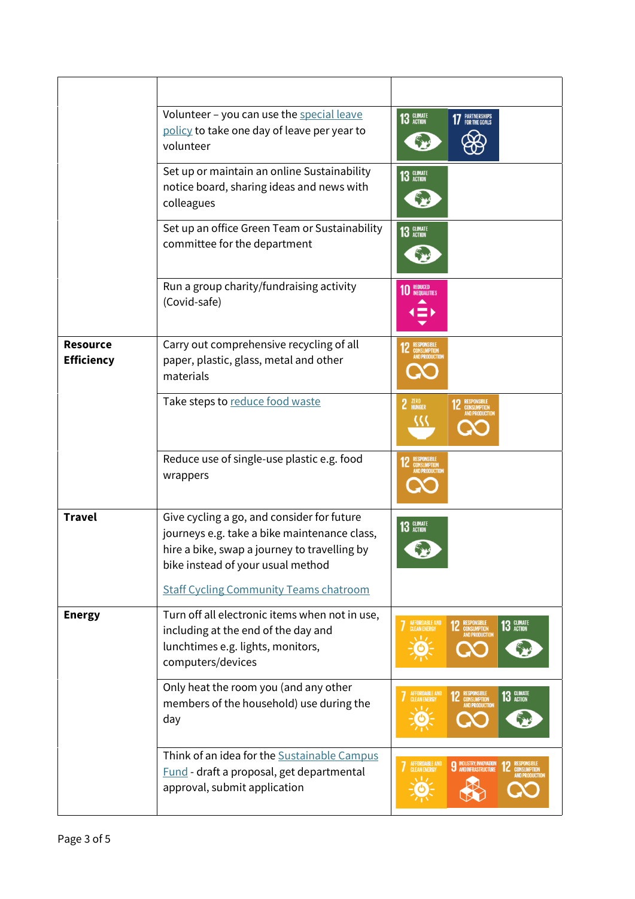| | | |
|---|---|---|
| | | |
| | Volunteer – you can use the special leave policy to take one day of leave per year to volunteer | 13 CLIMATE ACTION; 17 PARTNERSHIPS FOR THE GOALS |
| | Set up or maintain an online Sustainability notice board, sharing ideas and news with colleagues | 13 CLIMATE ACTION |
| | Set up an office Green Team or Sustainability committee for the department | 13 CLIMATE ACTION |
| | Run a group charity/fundraising activity (Covid-safe) | 10 REDUCED INEQUALITIES |
| **Resource Efficiency** | Carry out comprehensive recycling of all paper, plastic, glass, metal and other materials | 12 RESPONSIBLE CONSUMPTION AND PRODUCTION |
| | Take steps to reduce food waste | 2 ZERO HUNGER; 12 RESPONSIBLE CONSUMPTION AND PRODUCTION |
| | Reduce use of single-use plastic e.g. food wrappers | 12 RESPONSIBLE CONSUMPTION AND PRODUCTION |
| **Travel** | Give cycling a go, and consider for future journeys e.g. take a bike maintenance class, hire a bike, swap a journey to travelling by bike instead of your usual method<br><br>Staff Cycling Community Teams chatroom | 13 CLIMATE ACTION |
| **Energy** | Turn off all electronic items when not in use, including at the end of the day and lunchtimes e.g. lights, monitors, computers/devices | 7 AFFORDABLE AND CLEAN ENERGY; 12 RESPONSIBLE CONSUMPTION AND PRODUCTION; 13 CLIMATE ACTION |
| | Only heat the room you (and any other members of the household) use during the day | 7 AFFORDABLE AND CLEAN ENERGY; 12 RESPONSIBLE CONSUMPTION AND PRODUCTION; 13 CLIMATE ACTION |
| | Think of an idea for the Sustainable Campus Fund - draft a proposal, get departmental approval, submit application | 7 AFFORDABLE AND CLEAN ENERGY; 9 INDUSTRY, INNOVATION AND INFRASTRUCTURE; 12 RESPONSIBLE CONSUMPTION AND PRODUCTION |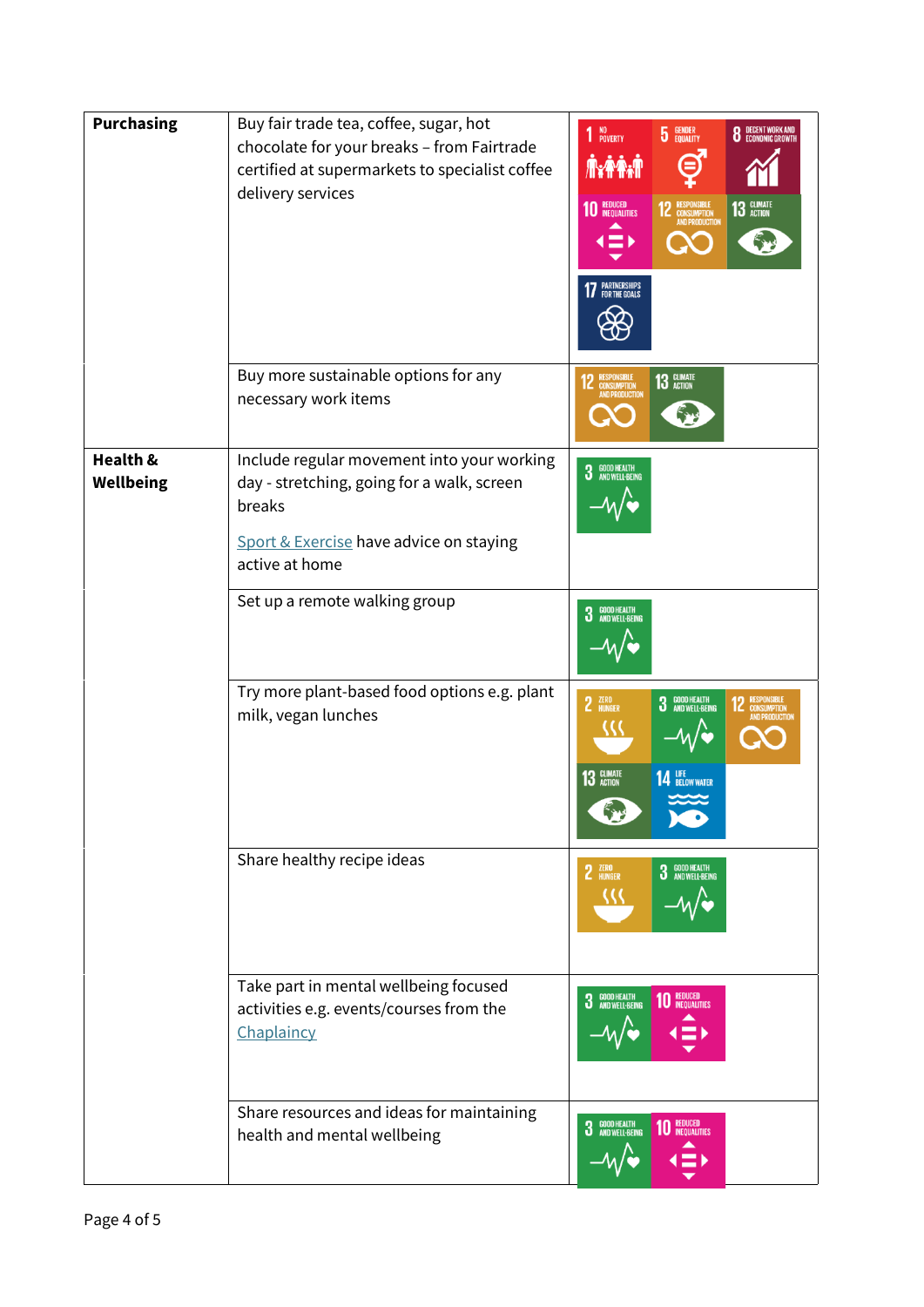| | | |
|---|---|---|
| **Purchasing** | Buy fair trade tea, coffee, sugar, hot chocolate for your breaks – from Fairtrade certified at supermarkets to specialist coffee delivery services | 1 NO POVERTY, 5 GENDER EQUALITY, 8 DECENT WORK AND ECONOMIC GROWTH, 10 REDUCED INEQUALITIES, 12 RESPONSIBLE CONSUMPTION AND PRODUCTION, 13 CLIMATE ACTION, 17 PARTNERSHIPS FOR THE GOALS |
| | Buy more sustainable options for any necessary work items | 12 RESPONSIBLE CONSUMPTION AND PRODUCTION, 13 CLIMATE ACTION |
| **Health & Wellbeing** | Include regular movement into your working day - stretching, going for a walk, screen breaks<br><br>Sport & Exercise have advice on staying active at home | 3 GOOD HEALTH AND WELL-BEING |
| | Set up a remote walking group | 3 GOOD HEALTH AND WELL-BEING |
| | Try more plant-based food options e.g. plant milk, vegan lunches | 2 ZERO HUNGER, 3 GOOD HEALTH AND WELL-BEING, 12 RESPONSIBLE CONSUMPTION AND PRODUCTION, 13 CLIMATE ACTION, 14 LIFE BELOW WATER |
| | Share healthy recipe ideas | 2 ZERO HUNGER, 3 GOOD HEALTH AND WELL-BEING |
| | Take part in mental wellbeing focused activities e.g. events/courses from the Chaplaincy | 3 GOOD HEALTH AND WELL-BEING, 10 REDUCED INEQUALITIES |
| | Share resources and ideas for maintaining health and mental wellbeing | 3 GOOD HEALTH AND WELL-BEING, 10 REDUCED INEQUALITIES |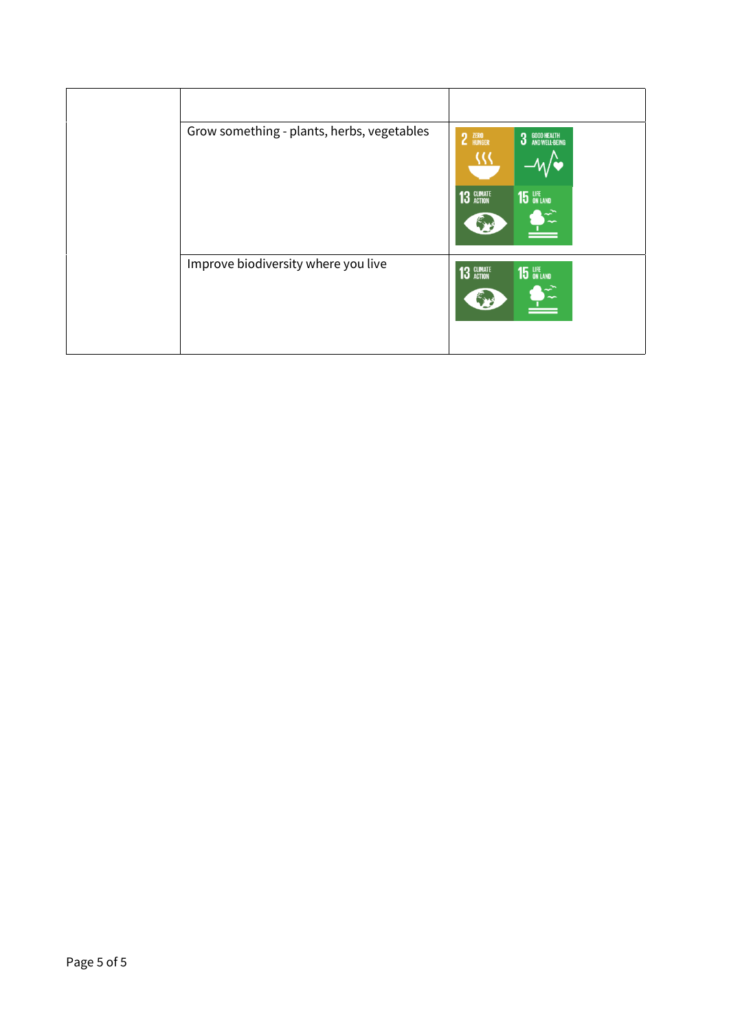| | | |
|---|---|---|
| | | |
| | Grow something - plants, herbs, vegetables | 2 ZERO HUNGER; 3 GOOD HEALTH AND WELL-BEING; 13 CLIMATE ACTION; 15 LIFE ON LAND |
| | Improve biodiversity where you live | 13 CLIMATE ACTION; 15 LIFE ON LAND |